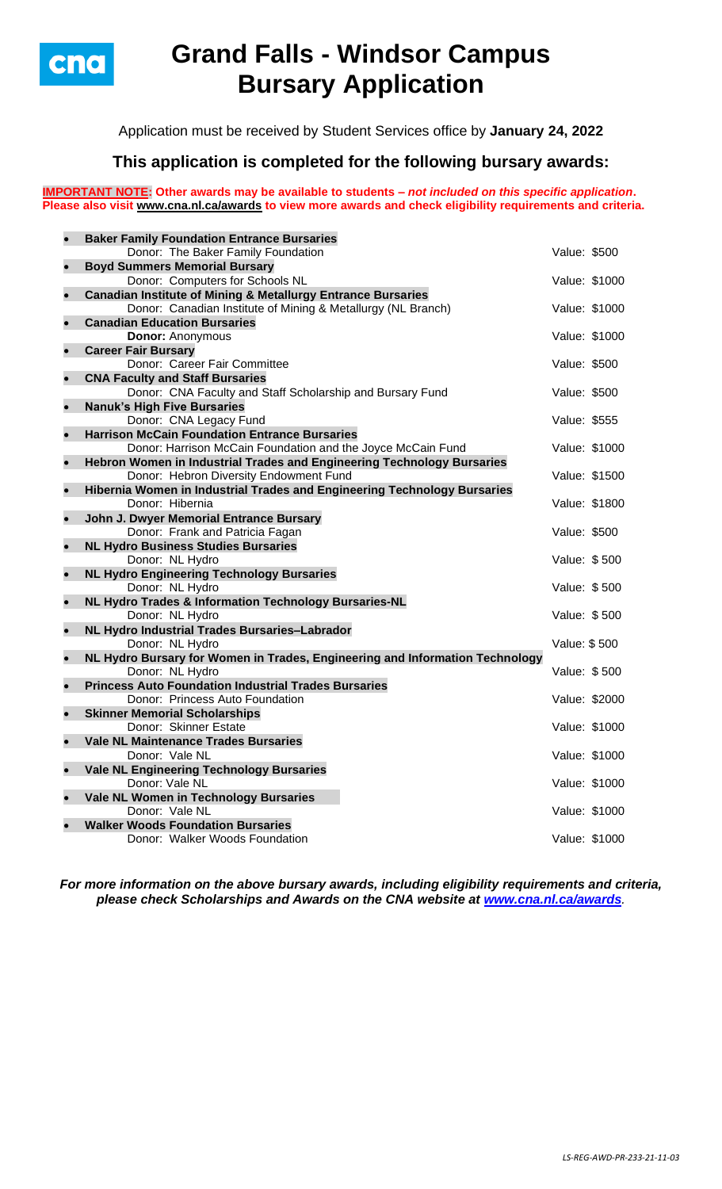# Grand Falls - Windsor Campus Bursary Application

Application must be received by Student Services office by **January 24, 2022**

## This application is completed for the following bursary awards:

**IMPORTANT NOTE: Other awards may be available to students – *not included on this specific application*. Please also visit www.cna.nl.ca/awards to view more awards and check eligibility requirements and criteria.**

- **Baker Family Foundation Entrance Bursaries**
  Donor: The Baker Family Foundation — Value: $500
- **Boyd Summers Memorial Bursary**
  Donor: Computers for Schools NL — Value: $1000
- **Canadian Institute of Mining & Metallurgy Entrance Bursaries**
  Donor: Canadian Institute of Mining & Metallurgy (NL Branch) — Value: $1000
- **Canadian Education Bursaries**
  **Donor:** Anonymous — Value: $1000
- **Career Fair Bursary**
  Donor: Career Fair Committee — Value: $500
- **CNA Faculty and Staff Bursaries**
  Donor: CNA Faculty and Staff Scholarship and Bursary Fund — Value: $500
- **Nanuk's High Five Bursaries**
  Donor: CNA Legacy Fund — Value: $555
- **Harrison McCain Foundation Entrance Bursaries**
  Donor: Harrison McCain Foundation and the Joyce McCain Fund — Value: $1000
- **Hebron Women in Industrial Trades and Engineering Technology Bursaries**
  Donor: Hebron Diversity Endowment Fund — Value: $1500
- **Hibernia Women in Industrial Trades and Engineering Technology Bursaries**
  Donor: Hibernia — Value: $1800
- **John J. Dwyer Memorial Entrance Bursary**
  Donor: Frank and Patricia Fagan — Value: $500
- **NL Hydro Business Studies Bursaries**
  Donor: NL Hydro — Value: $ 500
- **NL Hydro Engineering Technology Bursaries**
  Donor: NL Hydro — Value: $ 500
- **NL Hydro Trades & Information Technology Bursaries-NL**
  Donor: NL Hydro — Value: $ 500
- **NL Hydro Industrial Trades Bursaries–Labrador**
  Donor: NL Hydro — Value: $ 500
- **NL Hydro Bursary for Women in Trades, Engineering and Information Technology**
  Donor: NL Hydro — Value: $ 500
- **Princess Auto Foundation Industrial Trades Bursaries**
  Donor: Princess Auto Foundation — Value: $2000
- **Skinner Memorial Scholarships**
  Donor: Skinner Estate — Value: $1000
- **Vale NL Maintenance Trades Bursaries**
  Donor: Vale NL — Value: $1000
- **Vale NL Engineering Technology Bursaries**
  Donor: Vale NL — Value: $1000
- **Vale NL Women in Technology Bursaries**
  Donor: Vale NL — Value: $1000
- **Walker Woods Foundation Bursaries**
  Donor: Walker Woods Foundation — Value: $1000

***For more information on the above bursary awards, including eligibility requirements and criteria, please check Scholarships and Awards on the CNA website at www.cna.nl.ca/awards.***

*LS-REG-AWD-PR-233-21-11-03*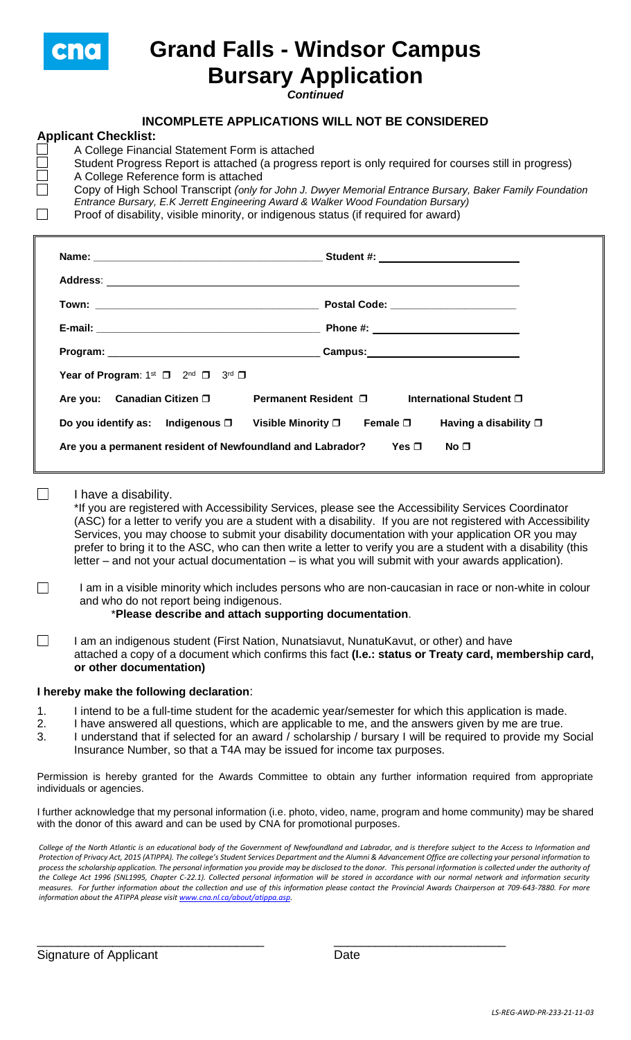# Grand Falls - Windsor Campus Bursary Application

***Continued***

### INCOMPLETE APPLICATIONS WILL NOT BE CONSIDERED

**Applicant Checklist:**

- ☐ A College Financial Statement Form is attached
- ☐ Student Progress Report is attached (a progress report is only required for courses still in progress)
- ☐ A College Reference form is attached
- ☐ Copy of High School Transcript *(only for John J. Dwyer Memorial Entrance Bursary, Baker Family Foundation Entrance Bursary, E.K Jerrett Engineering Award & Walker Wood Foundation Bursary)*
- ☐ Proof of disability, visible minority, or indigenous status (if required for award)

**Name:** ______________________________ **Student #:** ______________________

**Address**: ____________________________________________________________

**Town:** ______________________________ **Postal Code:** ______________________

**E-mail:** ______________________________ **Phone #:** ______________________

**Program:** ______________________________ **Campus:** ______________________

**Year of Program**: 1st ☐ 2nd ☐ 3rd ☐

**Are you: Canadian Citizen ☐ Permanent Resident ☐ International Student ☐**

**Do you identify as: Indigenous ☐ Visible Minority ☐ Female ☐ Having a disability ☐**

**Are you a permanent resident of Newfoundland and Labrador? Yes ☐ No ☐**

☐ I have a disability.

*If you are registered with Accessibility Services, please see the Accessibility Services Coordinator (ASC) for a letter to verify you are a student with a disability. If you are not registered with Accessibility Services, you may choose to submit your disability documentation with your application OR you may prefer to bring it to the ASC, who can then write a letter to verify you are a student with a disability (this letter – and not your actual documentation – is what you will submit with your awards application).

☐ I am in a visible minority which includes persons who are non-caucasian in race or non-white in colour and who do not report being indigenous.

*__Please describe and attach supporting documentation__.

☐ I am an indigenous student (First Nation, Nunatsiavut, NunatuKavut, or other) and have attached a copy of a document which confirms this fact **(I.e.: status or Treaty card, membership card, or other documentation)**

**I hereby make the following declaration**:

1. I intend to be a full-time student for the academic year/semester for which this application is made.
2. I have answered all questions, which are applicable to me, and the answers given by me are true.
3. I understand that if selected for an award / scholarship / bursary I will be required to provide my Social Insurance Number, so that a T4A may be issued for income tax purposes.

Permission is hereby granted for the Awards Committee to obtain any further information required from appropriate individuals or agencies.

I further acknowledge that my personal information (i.e. photo, video, name, program and home community) may be shared with the donor of this award and can be used by CNA for promotional purposes.

*College of the North Atlantic is an educational body of the Government of Newfoundland and Labrador, and is therefore subject to the Access to Information and Protection of Privacy Act, 2015 (ATIPPA). The college's Student Services Department and the Alumni & Advancement Office are collecting your personal information to process the scholarship application. The personal information you provide may be disclosed to the donor. This personal information is collected under the authority of the College Act 1996 (SNL1995, Chapter C-22.1). Collected personal information will be stored in accordance with our normal network and information security measures. For further information about the collection and use of this information please contact the Provincial Awards Chairperson at 709-643-7880. For more information about the ATIPPA please visit www.cna.nl.ca/about/atippa.asp.*

______________________________ ______________________________

Signature of Applicant Date

*LS-REG-AWD-PR-233-21-11-03*